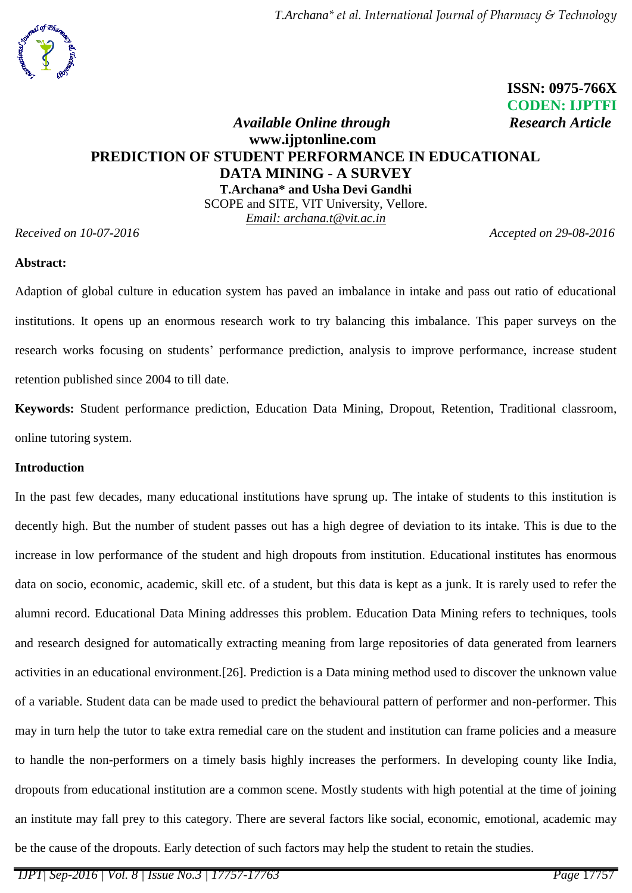**ISSN: 0975-766X**
**CODEN: IJPTFI**

*Available Online through* *Research Article*

**www.ijptonline.com**

# PREDICTION OF STUDENT PERFORMANCE IN EDUCATIONAL DATA MINING - A SURVEY

**T.Archana\* and Usha Devi Gandhi**

SCOPE and SITE, VIT University, Vellore.

*Email: archana.t@vit.ac.in*

*Received on 10-07-2016* *Accepted on 29-08-2016*

**Abstract:**

Adaption of global culture in education system has paved an imbalance in intake and pass out ratio of educational institutions. It opens up an enormous research work to try balancing this imbalance. This paper surveys on the research works focusing on students' performance prediction, analysis to improve performance, increase student retention published since 2004 to till date.

**Keywords:** Student performance prediction, Education Data Mining, Dropout, Retention, Traditional classroom, online tutoring system.

## Introduction

In the past few decades, many educational institutions have sprung up. The intake of students to this institution is decently high. But the number of student passes out has a high degree of deviation to its intake. This is due to the increase in low performance of the student and high dropouts from institution. Educational institutes has enormous data on socio, economic, academic, skill etc. of a student, but this data is kept as a junk. It is rarely used to refer the alumni record. Educational Data Mining addresses this problem. Education Data Mining refers to techniques, tools and research designed for automatically extracting meaning from large repositories of data generated from learners activities in an educational environment.[26]. Prediction is a Data mining method used to discover the unknown value of a variable. Student data can be made used to predict the behavioural pattern of performer and non-performer. This may in turn help the tutor to take extra remedial care on the student and institution can frame policies and a measure to handle the non-performers on a timely basis highly increases the performers. In developing county like India, dropouts from educational institution are a common scene. Mostly students with high potential at the time of joining an institute may fall prey to this category. There are several factors like social, economic, emotional, academic may be the cause of the dropouts. Early detection of such factors may help the student to retain the studies.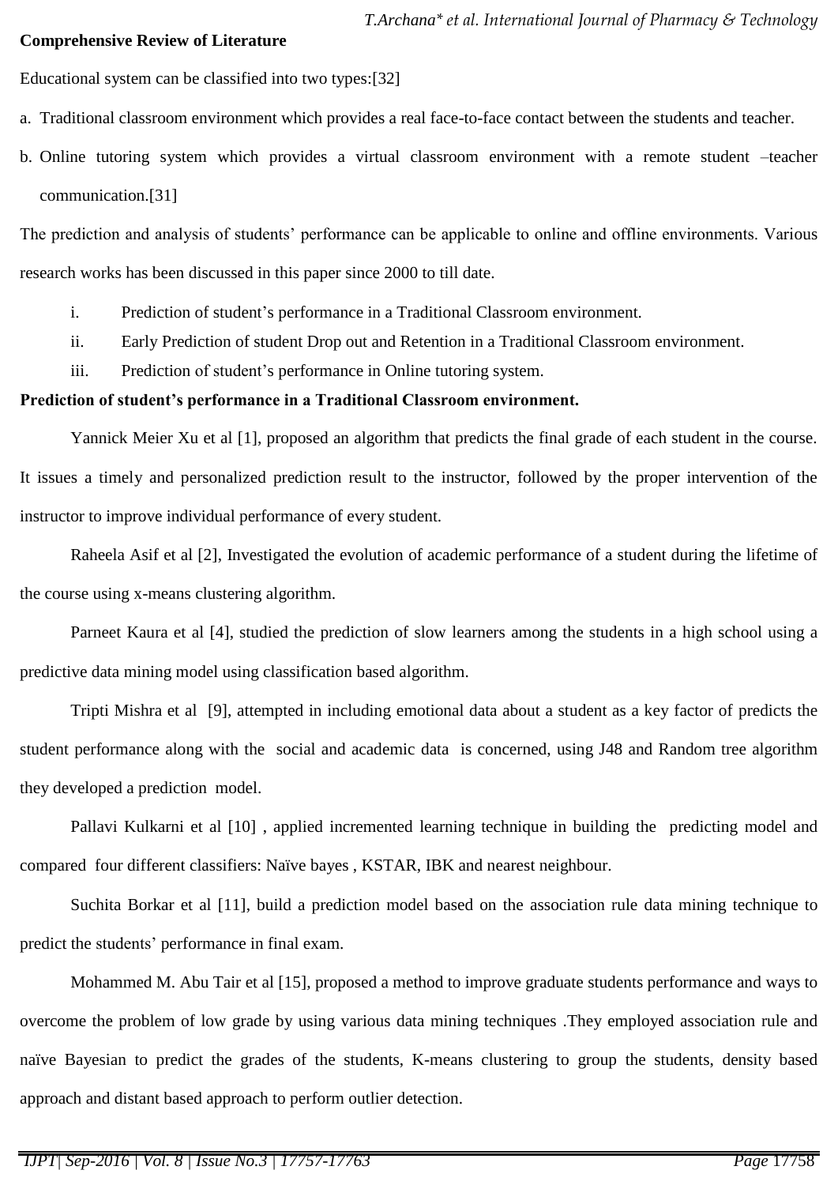**Comprehensive Review of Literature**

Educational system can be classified into two types:[32]

a. Traditional classroom environment which provides a real face-to-face contact between the students and teacher.

b. Online tutoring system which provides a virtual classroom environment with a remote student –teacher communication.[31]

The prediction and analysis of students' performance can be applicable to online and offline environments. Various research works has been discussed in this paper since 2000 to till date.

i. Prediction of student's performance in a Traditional Classroom environment.
ii. Early Prediction of student Drop out and Retention in a Traditional Classroom environment.
iii. Prediction of student's performance in Online tutoring system.

**Prediction of student's performance in a Traditional Classroom environment.**

Yannick Meier Xu et al [1], proposed an algorithm that predicts the final grade of each student in the course. It issues a timely and personalized prediction result to the instructor, followed by the proper intervention of the instructor to improve individual performance of every student.

Raheela Asif et al [2], Investigated the evolution of academic performance of a student during the lifetime of the course using x-means clustering algorithm.

Parneet Kaura et al [4], studied the prediction of slow learners among the students in a high school using a predictive data mining model using classification based algorithm.

Tripti Mishra et al [9], attempted in including emotional data about a student as a key factor of predicts the student performance along with the social and academic data is concerned, using J48 and Random tree algorithm they developed a prediction model.

Pallavi Kulkarni et al [10] , applied incremented learning technique in building the predicting model and compared four different classifiers: Naïve bayes , KSTAR, IBK and nearest neighbour.

Suchita Borkar et al [11], build a prediction model based on the association rule data mining technique to predict the students' performance in final exam.

Mohammed M. Abu Tair et al [15], proposed a method to improve graduate students performance and ways to overcome the problem of low grade by using various data mining techniques .They employed association rule and naïve Bayesian to predict the grades of the students, K-means clustering to group the students, density based approach and distant based approach to perform outlier detection.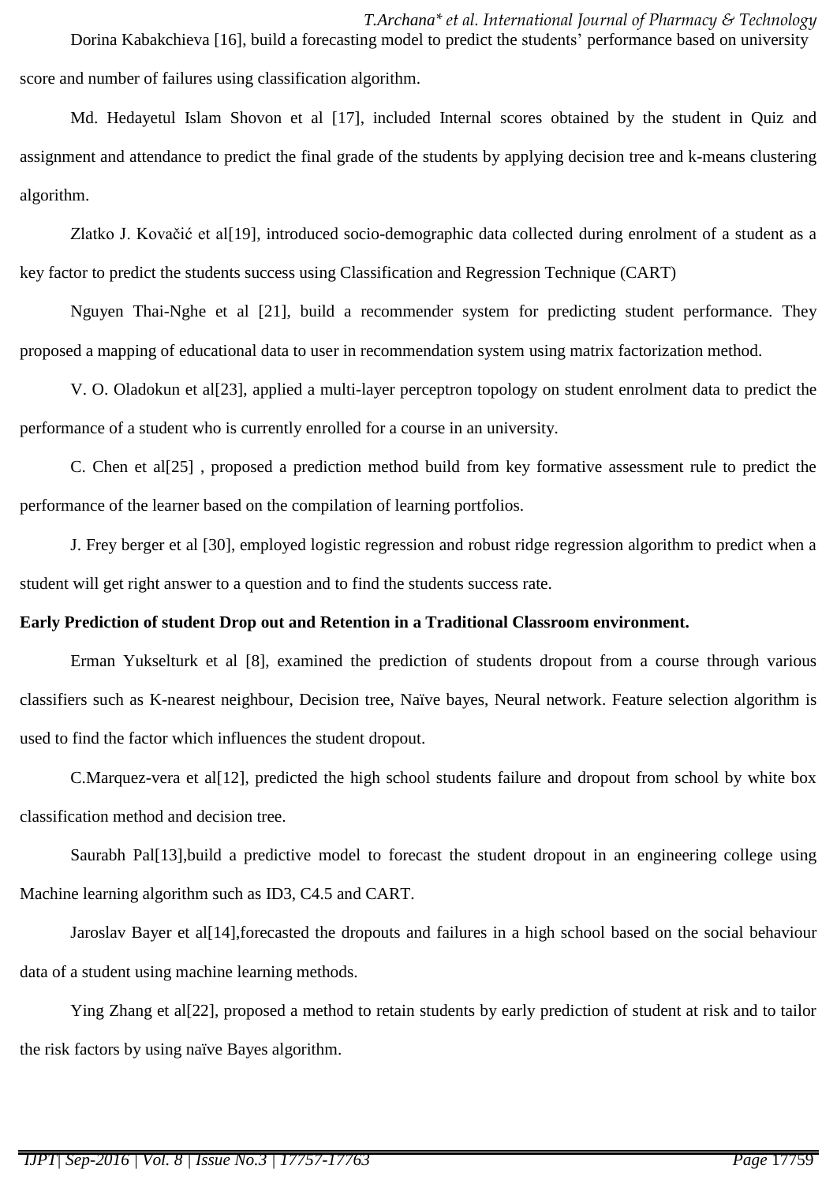Dorina Kabakchieva [16], build a forecasting model to predict the students' performance based on university score and number of failures using classification algorithm.

Md. Hedayetul Islam Shovon et al [17], included Internal scores obtained by the student in Quiz and assignment and attendance to predict the final grade of the students by applying decision tree and k-means clustering algorithm.

Zlatko J. Kovačić et al[19], introduced socio-demographic data collected during enrolment of a student as a key factor to predict the students success using Classification and Regression Technique (CART)

Nguyen Thai-Nghe et al [21], build a recommender system for predicting student performance. They proposed a mapping of educational data to user in recommendation system using matrix factorization method.

V. O. Oladokun et al[23], applied a multi-layer perceptron topology on student enrolment data to predict the performance of a student who is currently enrolled for a course in an university.

C. Chen et al[25] , proposed a prediction method build from key formative assessment rule to predict the performance of the learner based on the compilation of learning portfolios.

J. Frey berger et al [30], employed logistic regression and robust ridge regression algorithm to predict when a student will get right answer to a question and to find the students success rate.

**Early Prediction of student Drop out and Retention in a Traditional Classroom environment.**

Erman Yukselturk et al [8], examined the prediction of students dropout from a course through various classifiers such as K-nearest neighbour, Decision tree, Naïve bayes, Neural network. Feature selection algorithm is used to find the factor which influences the student dropout.

C.Marquez-vera et al[12], predicted the high school students failure and dropout from school by white box classification method and decision tree.

Saurabh Pal[13],build a predictive model to forecast the student dropout in an engineering college using Machine learning algorithm such as ID3, C4.5 and CART.

Jaroslav Bayer et al[14],forecasted the dropouts and failures in a high school based on the social behaviour data of a student using machine learning methods.

Ying Zhang et al[22], proposed a method to retain students by early prediction of student at risk and to tailor the risk factors by using naïve Bayes algorithm.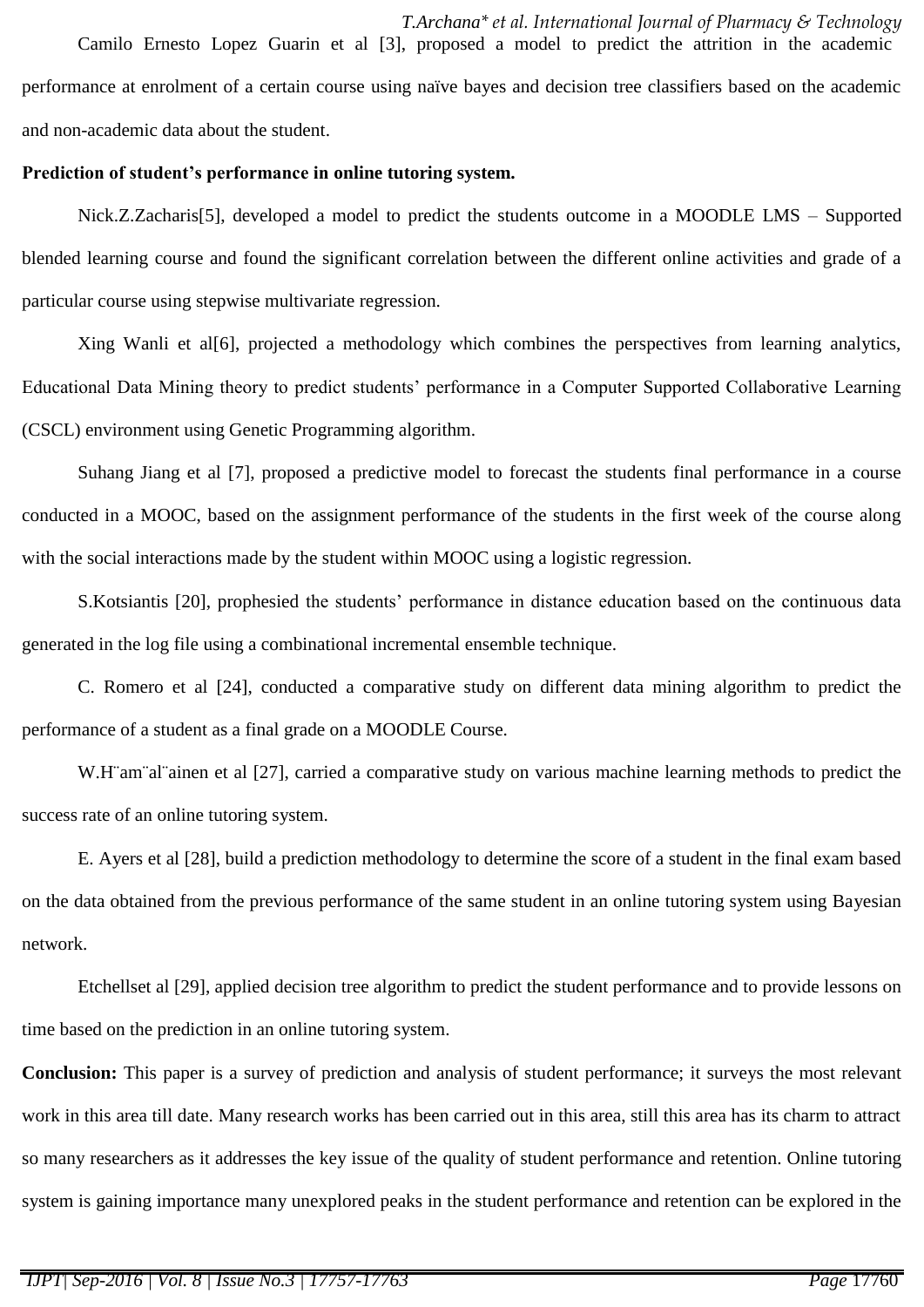Camilo Ernesto Lopez Guarin et al [3], proposed a model to predict the attrition in the academic performance at enrolment of a certain course using naïve bayes and decision tree classifiers based on the academic and non-academic data about the student.

**Prediction of student's performance in online tutoring system.**

Nick.Z.Zacharis[5], developed a model to predict the students outcome in a MOODLE LMS – Supported blended learning course and found the significant correlation between the different online activities and grade of a particular course using stepwise multivariate regression.

Xing Wanli et al[6], projected a methodology which combines the perspectives from learning analytics, Educational Data Mining theory to predict students' performance in a Computer Supported Collaborative Learning (CSCL) environment using Genetic Programming algorithm.

Suhang Jiang et al [7], proposed a predictive model to forecast the students final performance in a course conducted in a MOOC, based on the assignment performance of the students in the first week of the course along with the social interactions made by the student within MOOC using a logistic regression.

S.Kotsiantis [20], prophesied the students' performance in distance education based on the continuous data generated in the log file using a combinational incremental ensemble technique.

C. Romero et al [24], conducted a comparative study on different data mining algorithm to predict the performance of a student as a final grade on a MOODLE Course.

W.H¨am¨al¨ainen et al [27], carried a comparative study on various machine learning methods to predict the success rate of an online tutoring system.

E. Ayers et al [28], build a prediction methodology to determine the score of a student in the final exam based on the data obtained from the previous performance of the same student in an online tutoring system using Bayesian network.

Etchellset al [29], applied decision tree algorithm to predict the student performance and to provide lessons on time based on the prediction in an online tutoring system.

**Conclusion:** This paper is a survey of prediction and analysis of student performance; it surveys the most relevant work in this area till date. Many research works has been carried out in this area, still this area has its charm to attract so many researchers as it addresses the key issue of the quality of student performance and retention. Online tutoring system is gaining importance many unexplored peaks in the student performance and retention can be explored in the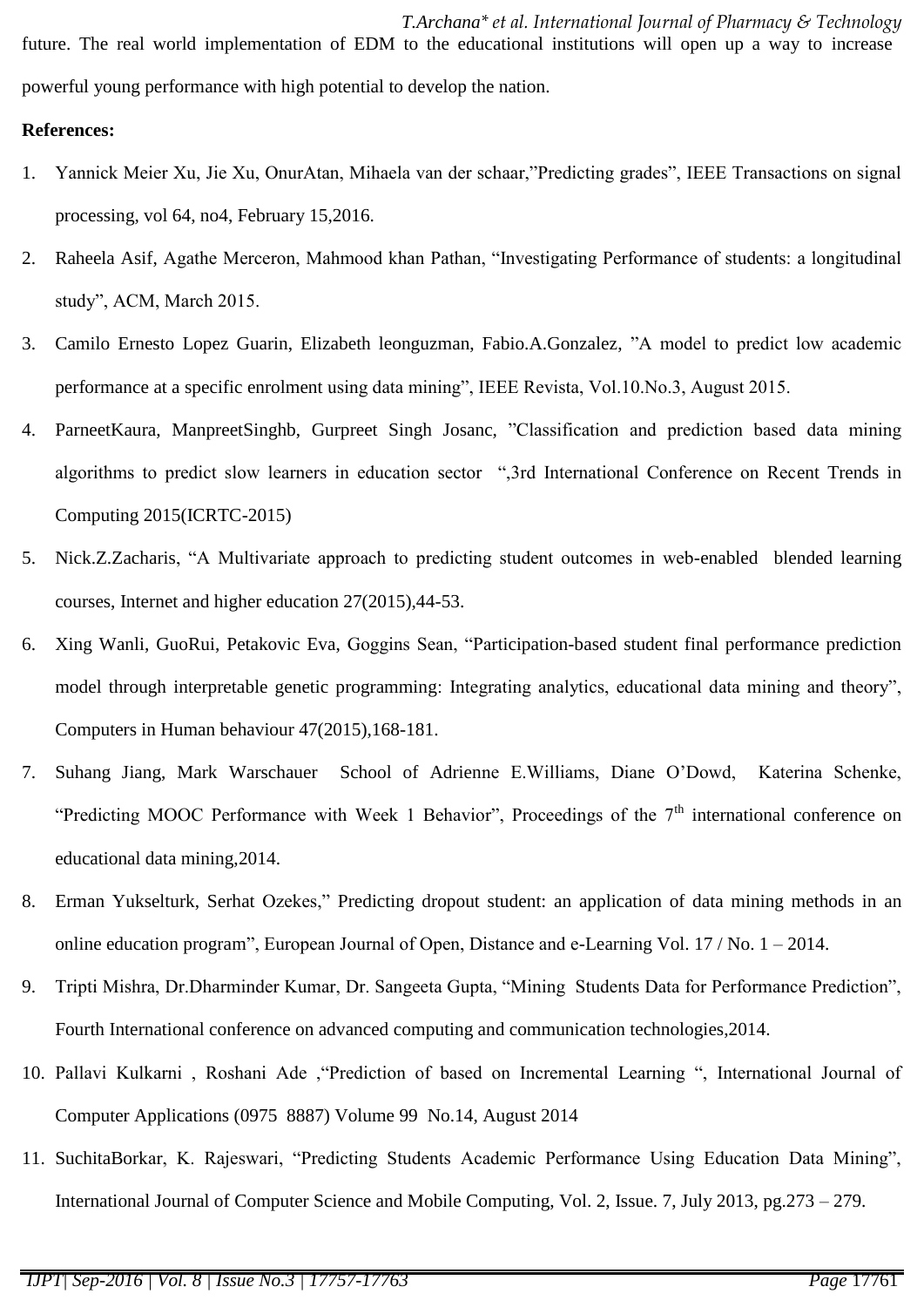future. The real world implementation of EDM to the educational institutions will open up a way to increase powerful young performance with high potential to develop the nation.

**References:**

1. Yannick Meier Xu, Jie Xu, OnurAtan, Mihaela van der schaar,"Predicting grades", IEEE Transactions on signal processing, vol 64, no4, February 15,2016.
2. Raheela Asif, Agathe Merceron, Mahmood khan Pathan, "Investigating Performance of students: a longitudinal study", ACM, March 2015.
3. Camilo Ernesto Lopez Guarin, Elizabeth leonguzman, Fabio.A.Gonzalez, "A model to predict low academic performance at a specific enrolment using data mining", IEEE Revista, Vol.10.No.3, August 2015.
4. ParneetKaura, ManpreetSinghb, Gurpreet Singh Josanc, "Classification and prediction based data mining algorithms to predict slow learners in education sector ",3rd International Conference on Recent Trends in Computing 2015(ICRTC-2015)
5. Nick.Z.Zacharis, "A Multivariate approach to predicting student outcomes in web-enabled blended learning courses, Internet and higher education 27(2015),44-53.
6. Xing Wanli, GuoRui, Petakovic Eva, Goggins Sean, "Participation-based student final performance prediction model through interpretable genetic programming: Integrating analytics, educational data mining and theory", Computers in Human behaviour 47(2015),168-181.
7. Suhang Jiang, Mark Warschauer School of Adrienne E.Williams, Diane O'Dowd, Katerina Schenke, "Predicting MOOC Performance with Week 1 Behavior", Proceedings of the 7th international conference on educational data mining,2014.
8. Erman Yukselturk, Serhat Ozekes," Predicting dropout student: an application of data mining methods in an online education program", European Journal of Open, Distance and e-Learning Vol. 17 / No. 1 – 2014.
9. Tripti Mishra, Dr.Dharminder Kumar, Dr. Sangeeta Gupta, "Mining Students Data for Performance Prediction", Fourth International conference on advanced computing and communication technologies,2014.
10. Pallavi Kulkarni , Roshani Ade ,"Prediction of based on Incremental Learning ", International Journal of Computer Applications (0975 8887) Volume 99 No.14, August 2014
11. SuchitaBorkar, K. Rajeswari, "Predicting Students Academic Performance Using Education Data Mining", International Journal of Computer Science and Mobile Computing, Vol. 2, Issue. 7, July 2013, pg.273 – 279.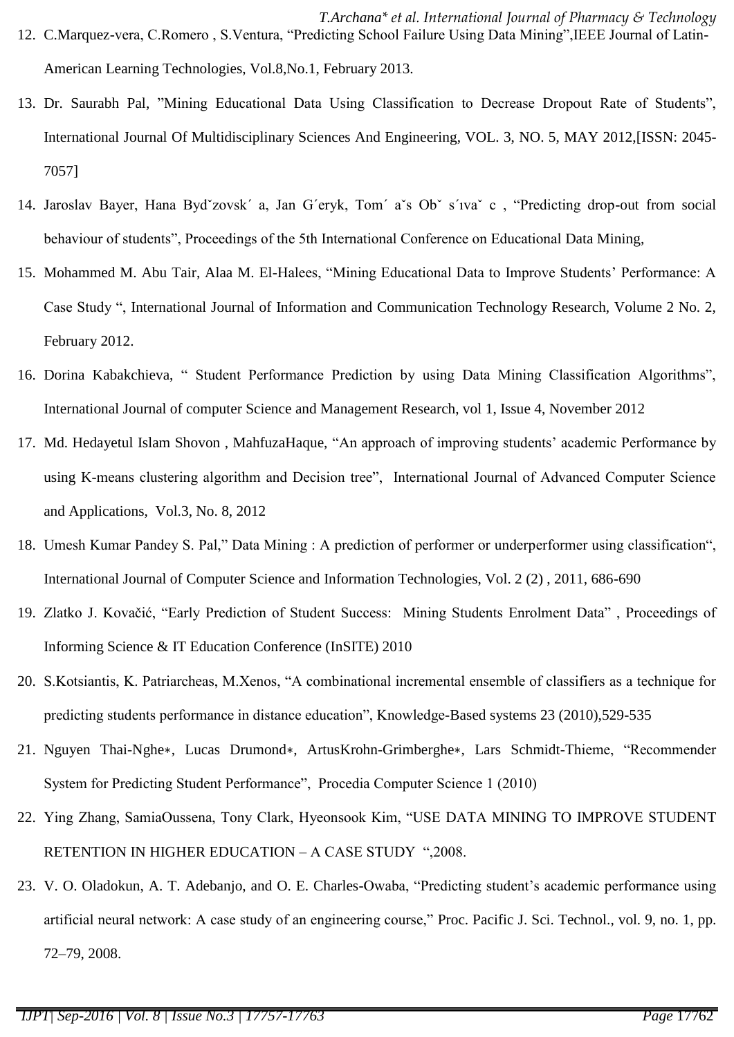12. C.Marquez-vera, C.Romero , S.Ventura, "Predicting School Failure Using Data Mining",IEEE Journal of Latin-American Learning Technologies, Vol.8,No.1, February 2013.
13. Dr. Saurabh Pal, "Mining Educational Data Using Classification to Decrease Dropout Rate of Students", International Journal Of Multidisciplinary Sciences And Engineering, VOL. 3, NO. 5, MAY 2012,[ISSN: 2045-7057]
14. Jaroslav Bayer, Hana Bydˇzovsk´ a, Jan G´eryk, Tom´ aˇs Obˇ s´ıvaˇ c , "Predicting drop-out from social behaviour of students", Proceedings of the 5th International Conference on Educational Data Mining,
15. Mohammed M. Abu Tair, Alaa M. El-Halees, "Mining Educational Data to Improve Students' Performance: A Case Study ", International Journal of Information and Communication Technology Research, Volume 2 No. 2, February 2012.
16. Dorina Kabakchieva, " Student Performance Prediction by using Data Mining Classification Algorithms", International Journal of computer Science and Management Research, vol 1, Issue 4, November 2012
17. Md. Hedayetul Islam Shovon , MahfuzaHaque, "An approach of improving students' academic Performance by using K-means clustering algorithm and Decision tree", International Journal of Advanced Computer Science and Applications, Vol.3, No. 8, 2012
18. Umesh Kumar Pandey S. Pal," Data Mining : A prediction of performer or underperformer using classification", International Journal of Computer Science and Information Technologies, Vol. 2 (2) , 2011, 686-690
19. Zlatko J. Kovačić, "Early Prediction of Student Success: Mining Students Enrolment Data" , Proceedings of Informing Science & IT Education Conference (InSITE) 2010
20. S.Kotsiantis, K. Patriarcheas, M.Xenos, "A combinational incremental ensemble of classifiers as a technique for predicting students performance in distance education", Knowledge-Based systems 23 (2010),529-535
21. Nguyen Thai-Nghe∗, Lucas Drumond∗, ArtusKrohn-Grimberghe∗, Lars Schmidt-Thieme, "Recommender System for Predicting Student Performance", Procedia Computer Science 1 (2010)
22. Ying Zhang, SamiaOussena, Tony Clark, Hyeonsook Kim, "USE DATA MINING TO IMPROVE STUDENT RETENTION IN HIGHER EDUCATION – A CASE STUDY ",2008.
23. V. O. Oladokun, A. T. Adebanjo, and O. E. Charles-Owaba, "Predicting student's academic performance using artificial neural network: A case study of an engineering course," Proc. Pacific J. Sci. Technol., vol. 9, no. 1, pp. 72–79, 2008.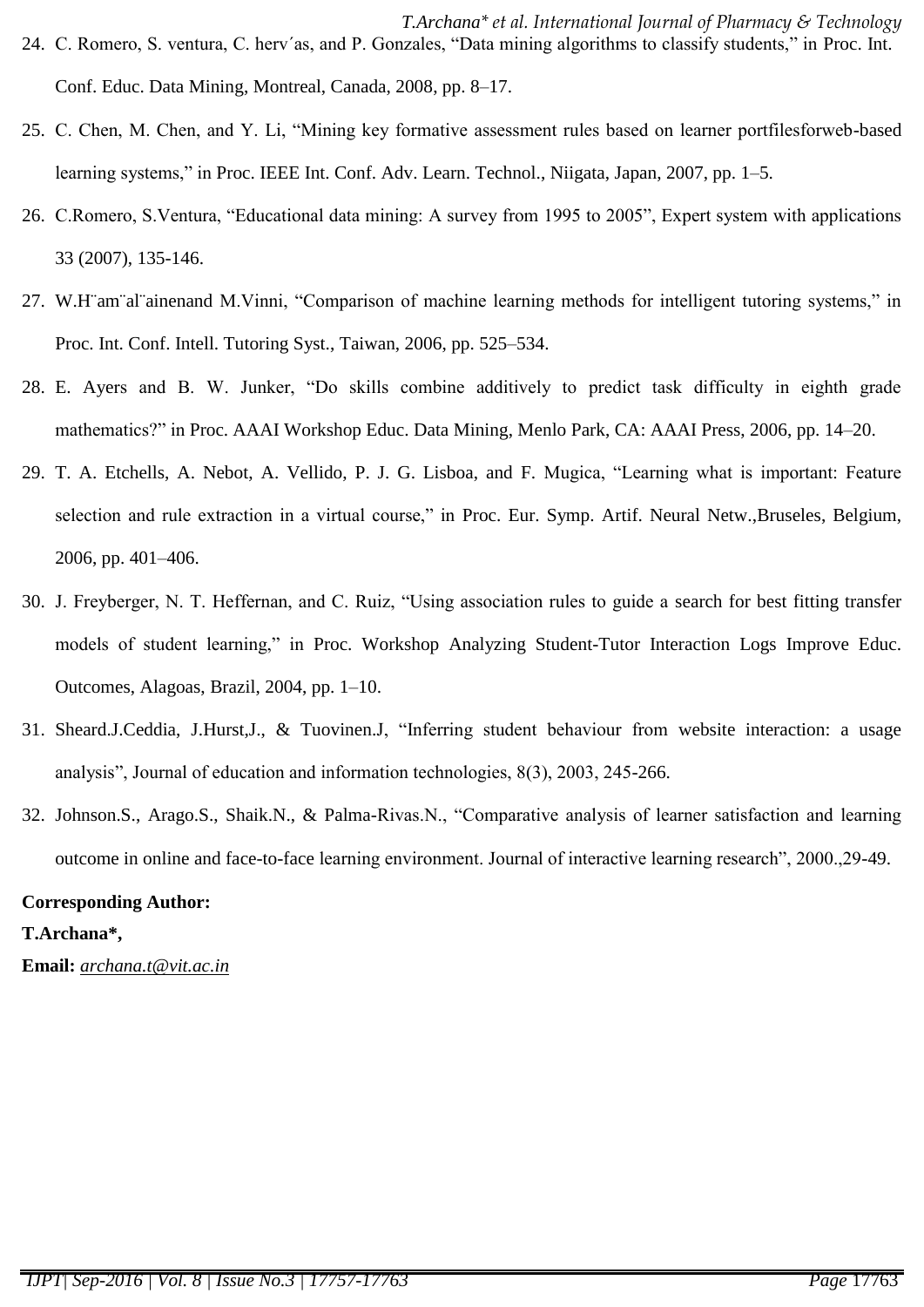24. C. Romero, S. ventura, C. herv´as, and P. Gonzales, "Data mining algorithms to classify students," in Proc. Int. Conf. Educ. Data Mining, Montreal, Canada, 2008, pp. 8–17.
25. C. Chen, M. Chen, and Y. Li, "Mining key formative assessment rules based on learner portfilesforweb-based learning systems," in Proc. IEEE Int. Conf. Adv. Learn. Technol., Niigata, Japan, 2007, pp. 1–5.
26. C.Romero, S.Ventura, "Educational data mining: A survey from 1995 to 2005", Expert system with applications 33 (2007), 135-146.
27. W.H¨am¨al¨ainenand M.Vinni, "Comparison of machine learning methods for intelligent tutoring systems," in Proc. Int. Conf. Intell. Tutoring Syst., Taiwan, 2006, pp. 525–534.
28. E. Ayers and B. W. Junker, "Do skills combine additively to predict task difficulty in eighth grade mathematics?" in Proc. AAAI Workshop Educ. Data Mining, Menlo Park, CA: AAAI Press, 2006, pp. 14–20.
29. T. A. Etchells, A. Nebot, A. Vellido, P. J. G. Lisboa, and F. Mugica, "Learning what is important: Feature selection and rule extraction in a virtual course," in Proc. Eur. Symp. Artif. Neural Netw.,Bruseles, Belgium, 2006, pp. 401–406.
30. J. Freyberger, N. T. Heffernan, and C. Ruiz, "Using association rules to guide a search for best fitting transfer models of student learning," in Proc. Workshop Analyzing Student-Tutor Interaction Logs Improve Educ. Outcomes, Alagoas, Brazil, 2004, pp. 1–10.
31. Sheard.J.Ceddia, J.Hurst,J., & Tuovinen.J, "Inferring student behaviour from website interaction: a usage analysis", Journal of education and information technologies, 8(3), 2003, 245-266.
32. Johnson.S., Arago.S., Shaik.N., & Palma-Rivas.N., "Comparative analysis of learner satisfaction and learning outcome in online and face-to-face learning environment. Journal of interactive learning research", 2000.,29-49.

**Corresponding Author:**

**T.Archana*,**

**Email:** archana.t@vit.ac.in